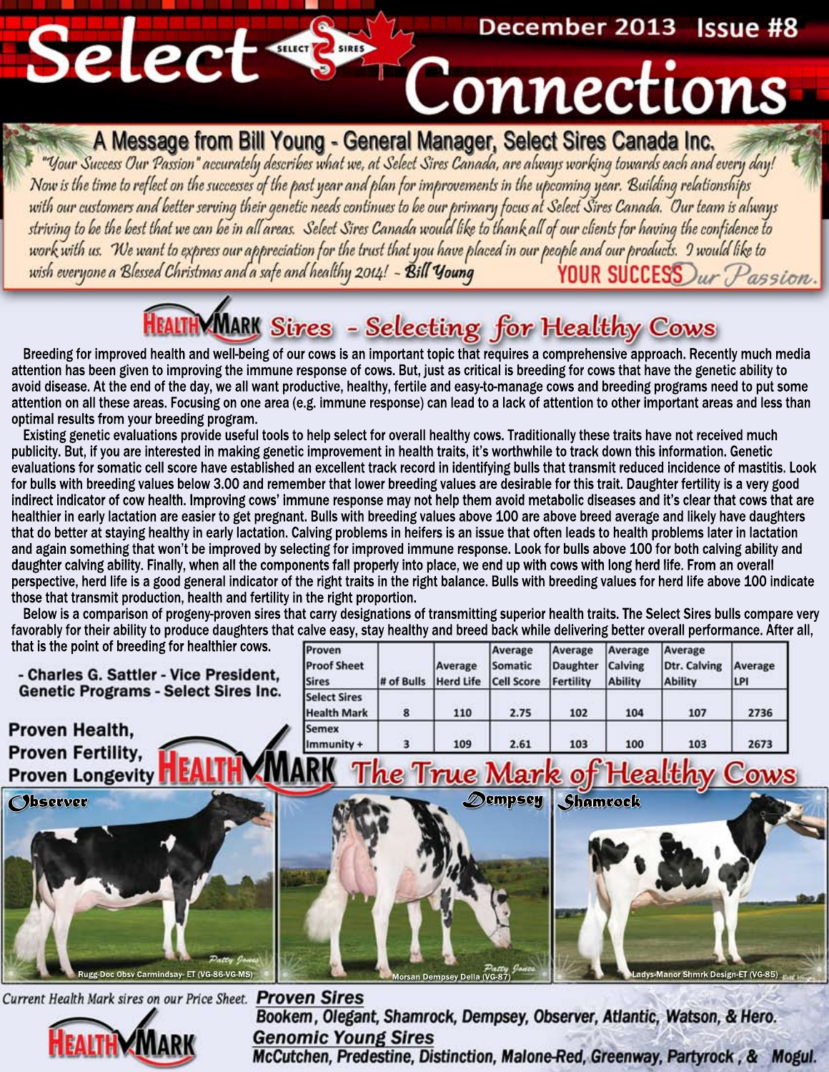# Select Connections

December 2013 Issue #8

## A Message from Bill Young - General Manager, Select Sires Canada Inc.

*"Your Success Our Passion" accurately describes what we, at Select Sires Canada, are always working towards each and every day! Now is the time to reflect on the successes of the past year and plan for improvements in the upcoming year. Building relationships with our customers and better serving their genetic needs continues to be our primary focus at Select Sires Canada. Our team is always striving to be the best that we can be in all areas. Select Sires Canada would like to thank all of our clients for having the confidence to work with us. We want to express our appreciation for the trust that you have placed in our people and our products. I would like to wish everyone a Blessed Christmas and a safe and healthy 2014! - **Bill Young***

YOUR SUCCESS Our Passion.

## HEALTH MARK Sires - Selecting for Healthy Cows

Breeding for improved health and well-being of our cows is an important topic that requires a comprehensive approach. Recently much media attention has been given to improving the immune response of cows. But, just as critical is breeding for cows that have the genetic ability to avoid disease. At the end of the day, we all want productive, healthy, fertile and easy-to-manage cows and breeding programs need to put some attention on all these areas. Focusing on one area (e.g. immune response) can lead to a lack of attention to other important areas and less than optimal results from your breeding program.

Existing genetic evaluations provide useful tools to help select for overall healthy cows. Traditionally these traits have not received much publicity. But, if you are interested in making genetic improvement in health traits, it's worthwhile to track down this information. Genetic evaluations for somatic cell score have established an excellent track record in identifying bulls that transmit reduced incidence of mastitis. Look for bulls with breeding values below 3.00 and remember that lower breeding values are desirable for this trait. Daughter fertility is a very good indirect indicator of cow health. Improving cows' immune response may not help them avoid metabolic diseases and it's clear that cows that are healthier in early lactation are easier to get pregnant. Bulls with breeding values above 100 are above breed average and likely have daughters that do better at staying healthy in early lactation. Calving problems in heifers is an issue that often leads to health problems later in lactation and again something that won't be improved by selecting for improved immune response. Look for bulls above 100 for both calving ability and daughter calving ability. Finally, when all the components fall properly into place, we end up with cows with long herd life. From an overall perspective, herd life is a good general indicator of the right traits in the right balance. Bulls with breeding values for herd life above 100 indicate those that transmit production, health and fertility in the right proportion.

Below is a comparison of progeny-proven sires that carry designations of transmitting superior health traits. The Select Sires bulls compare very favorably for their ability to produce daughters that calve easy, stay healthy and breed back while delivering better overall performance. After all, that is the point of breeding for healthier cows.

**- Charles G. Sattler - Vice President, Genetic Programs - Select Sires Inc.**

| Proven Proof Sheet Sires | # of Bulls | Average Herd Life | Average Somatic Cell Score | Average Daughter Fertility | Average Calving Ability | Average Dtr. Calving Ability | Average LPI |
|---|---|---|---|---|---|---|---|
| Select Sires Health Mark | 8 | 110 | 2.75 | 102 | 104 | 107 | 2736 |
| Semex Immunity + | 3 | 109 | 2.61 | 103 | 100 | 103 | 2673 |

**Proven Health, Proven Fertility, Proven Longevity** HEALTH MARK The True Mark of Healthy Cows

Observer — Rugg-Doc Obsv Carmindsay- ET (VG-86-VG-MS)

Dempsey — Morsan Dempsey Della (VG-87)

Shamrock — Ladys-Manor Shmrk Design-ET (VG-85)

*Current Health Mark sires on our Price Sheet.*

**Proven Sires**

*Bookem, Olegant, Shamrock, Dempsey, Observer, Atlantic, Watson, & Hero.*

**Genomic Young Sires**

*McCutchen, Predestine, Distinction, Malone-Red, Greenway, Partyrock, & Mogul.*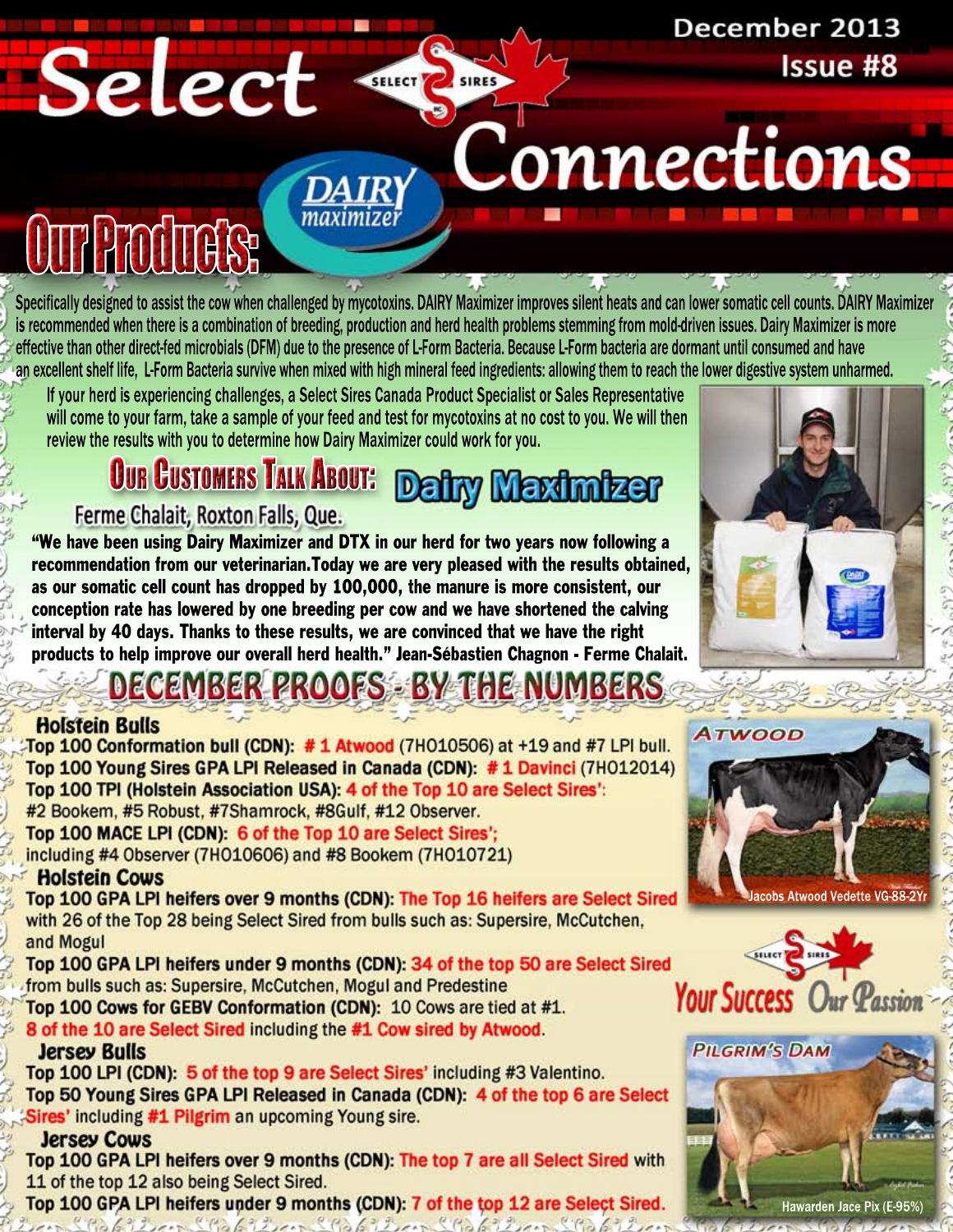# Select Connections

December 2013
Issue #8

## Our Products: DAIRY maximizer

Specifically designed to assist the cow when challenged by mycotoxins. DAIRY Maximizer improves silent heats and can lower somatic cell counts. DAIRY Maximizer is recommended when there is a combination of breeding, production and herd health problems stemming from mold-driven issues. Dairy Maximizer is more effective than other direct-fed microbials (DFM) due to the presence of L-Form Bacteria. Because L-Form bacteria are dormant until consumed and have an excellent shelf life, L-Form Bacteria survive when mixed with high mineral feed ingredients: allowing them to reach the lower digestive system unharmed.

If your herd is experiencing challenges, a Select Sires Canada Product Specialist or Sales Representative will come to your farm, take a sample of your feed and test for mycotoxins at no cost to you. We will then review the results with you to determine how Dairy Maximizer could work for you.

## Our Customers Talk About: Dairy Maximizer

### Ferme Chalait, Roxton Falls, Que.

**"We have been using Dairy Maximizer and DTX in our herd for two years now following a recommendation from our veterinarian.Today we are very pleased with the results obtained, as our somatic cell count has dropped by 100,000, the manure is more consistent, our conception rate has lowered by one breeding per cow and we have shortened the calving interval by 40 days. Thanks to these results, we are convinced that we have the right products to help improve our overall herd health." Jean-Sébastien Chagnon - Ferme Chalait.**

## December Proofs - By the Numbers

### Holstein Bulls

**Top 100 Conformation bull (CDN): # 1 Atwood** (7HO10506) at +19 and #7 LPI bull.
**Top 100 Young Sires GPA LPI Released in Canada (CDN): # 1 Davinci** (7HO12014)
**Top 100 TPI (Holstein Association USA): 4 of the Top 10 are Select Sires':**
#2 Bookem, #5 Robust, #7Shamrock, #8Gulf, #12 Observer.
**Top 100 MACE LPI (CDN): 6 of the Top 10 are Select Sires';**
including #4 Observer (7HO10606) and #8 Bookem (7HO10721)

### Holstein Cows

**Top 100 GPA LPI heifers over 9 months (CDN): The Top 16 heifers are Select Sired** with 26 of the Top 28 being Select Sired from bulls such as: Supersire, McCutchen, and Mogul
**Top 100 GPA LPI heifers under 9 months (CDN): 34 of the top 50 are Select Sired** from bulls such as: Supersire, McCutchen, Mogul and Predestine
**Top 100 Cows for GEBV Conformation (CDN):** 10 Cows are tied at #1.
**8 of the 10 are Select Sired** including the **#1 Cow sired by Atwood**.

### Jersey Bulls

**Top 100 LPI (CDN): 5 of the top 9 are Select Sires'** including #3 Valentino.
**Top 50 Young Sires GPA LPI Released in Canada (CDN): 4 of the top 6 are Select Sires'** including **#1 Pilgrim** an upcoming Young sire.

### Jersey Cows

**Top 100 GPA LPI heifers over 9 months (CDN): The top 7 are all Select Sired** with 11 of the top 12 also being Select Sired.
**Top 100 GPA LPI heifers under 9 months (CDN): 7 of the top 12 are Select Sired.**

ATWOOD

Jacobs Atwood Vedette VG-88-2Yr

Your Success Our Passion

PILGRIM'S DAM

Hawarden Jace Pix (E-95%)